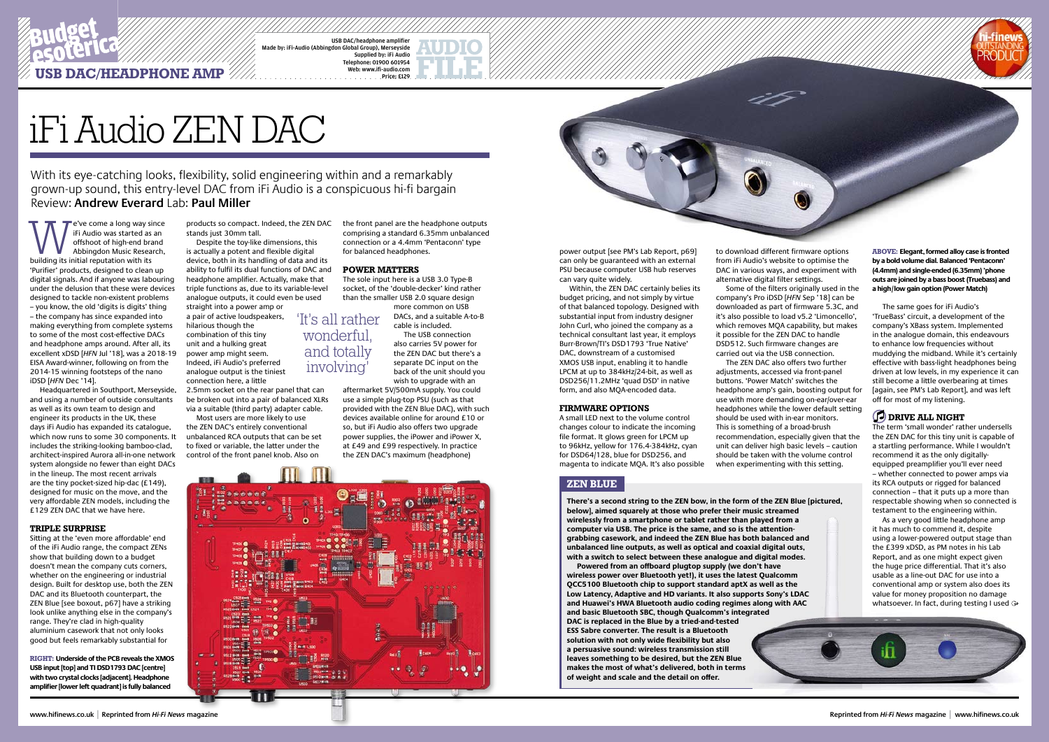Budget esoterica

USB DAC/HEADPHONE AMP

USB DAC/headphone amplifier
Made by: iFi-Audio (Abingdon Global Group), Merseyside
Supplied by: iFi Audio
Telephone: 01900 601954
Web: www.ifi-audio.com
Price: £129

AUDIO FILE

hi-finews OUTSTANDING PRODUCT

# iFi Audio ZEN DAC

With its eye-catching looks, flexibility, solid engineering within and a remarkably grown-up sound, this entry-level DAC from iFi Audio is a conspicuous hi-fi bargain
Review: **Andrew Everard** Lab: **Paul Miller**

We've come a long way since iFi Audio was started as an offshoot of high-end brand Abbingdon Music Research, building its initial reputation with its 'Purifier' products, designed to clean up digital signals. And if anyone was labouring under the delusion that these were devices designed to tackle non-existent problems – you know, the old 'digits is digits' thing – the company has since expanded into making everything from complete systems to some of the most cost-effective DACs and headphone amps around. After all, its excellent xDSD [*HFN* Jul '18], was a 2018-19 EISA Award-winner, following on from the 2014-15 winning footsteps of the nano iDSD [*HFN* Dec '14].

Headquartered in Southport, Merseyside, and using a number of outside consultants as well as its own team to design and engineer its products in the UK, these days iFi Audio has expanded its catalogue, which now runs to some 30 components. It includes the striking-looking bamboo-clad, architect-inspired Aurora all-in-one network system alongside no fewer than eight DACs in the lineup. The most recent arrivals are the tiny pocket-sized hip-dac (£149), designed for music on the move, and the very affordable ZEN models, including the £129 ZEN DAC that we have here.

### TRIPLE SURPRISE

Sitting at the 'even more affordable' end of the iFi Audio range, the compact ZENs show that building down to a budget doesn't mean the company cuts corners, whether on the engineering or industrial design. Built for desktop use, both the ZEN DAC and its Bluetooth counterpart, the ZEN Blue [see boxout, p67] have a striking look unlike anything else in the company's range. They're clad in high-quality aluminium casework that not only looks good but feels remarkably substantial for products so compact. Indeed, the ZEN DAC stands just 30mm tall.

Despite the toy-like dimensions, this is actually a potent and flexible digital device, both in its handling of data and its ability to fulfil its dual functions of DAC and headphone amplifier. Actually, make that triple functions, as due to its variable-level analogue outputs, it could even be used straight into a power amp or a pair of active loudspeakers, hilarious though the combination of this tiny unit and a hulking great power amp might seem. Indeed, iFi Audio's preferred analogue output is the tiniest connection here, a little 2.5mm socket on the rear panel that can be broken out into a pair of balanced XLRs via a suitable (third party) adapter cable.

Most users are more likely to use the ZEN DAC's entirely conventional unbalanced RCA outputs that can be set to fixed or variable, the latter under the control of the front panel knob. Also on the front panel are the headphone outputs comprising a standard 6.35mm unbalanced connection or a 4.4mm 'Pentaconn' type for balanced headphones.

### POWER MATTERS

The sole input here is a USB 3.0 Type-B socket, of the 'double-decker' kind rather than the smaller USB 2.0 square design more common on USB DACs, and a suitable A-to-B cable is included.

'It's all rather wonderful, and totally involving'

The USB connection also carries 5V power for the ZEN DAC but there's a separate DC input on the back of the unit should you wish to upgrade with an aftermarket 5V/500mA supply. You could use a simple plug-top PSU (such as that provided with the ZEN Blue DAC), with such devices available online for around £10 or so, but iFi Audio also offers two upgrade power supplies, the iPower and iPower X, at £49 and £99 respectively. In practice the ZEN DAC's maximum (headphone) power output [see PM's Lab Report, p69] can only be guaranteed with an external PSU because computer USB hub reserves can vary quite widely.

Within, the ZEN DAC certainly belies its budget pricing, and not simply by virtue of that balanced topology. Designed with substantial input from industry designer John Curl, who joined the company as a technical consultant last year, it employs Burr-Brown/TI's DSD1793 'True Native' DAC, downstream of a customised XMOS USB input, enabling it to handle LPCM at up to 384kHz/24-bit, as well as DSD256/11.2MHz 'quad DSD' in native form, and also MQA-encoded data.

### FIRMWARE OPTIONS

A small LED next to the volume control changes colour to indicate the incoming file format. It glows green for LPCM up to 96kHz, yellow for 176.4-384kHz, cyan for DSD64/128, blue for DSD256, and magenta to indicate MQA. It's also possible to download different firmware options from iFi Audio's website to optimise the DAC in various ways, and experiment with alternative digital filter settings.

Some of the filters originally used in the company's Pro iDSD [*HFN* Sep '18] can be downloaded as part of firmware 5.3C, and it's also possible to load v5.2 'Limoncello', which removes MQA capability, but makes it possible for the ZEN DAC to handle DSD512. Such firmware changes are carried out via the USB connection.

The ZEN DAC also offers two further adjustments, accessed via front-panel buttons. 'Power Match' switches the headphone amp's gain, boosting output for use with more demanding on-ear/over-ear headphones while the lower default setting should be used with in-ear monitors. This is something of a broad-brush recommendation, especially given that the unit can deliver high basic levels – caution should be taken with the volume control when experimenting with this setting.

The same goes for iFi Audio's 'TrueBass' circuit, a development of the company's XBass system. Implemented in the analogue domain, this endeavours to enhance low frequencies without muddying the midband. While it's certainly effective with bass-light headphones being driven at low levels, in my experience it can still become a little overbearing at times [again, see PM's Lab Report], and was left off for most of my listening.

### DRIVE ALL NIGHT

The term 'small wonder' rather undersells the ZEN DAC for this tiny unit is capable of a startling performance. While I wouldn't recommend it as the only digitally-equipped preamplifier you'll ever need – whether connected to power amps via its RCA outputs or rigged for balanced connection – that it puts up a more than respectable showing when so connected is testament to the engineering within.

As a very good little headphone amp it has much to commend it, despite using a lower-powered output stage than the £399 xDSD, as PM notes in his Lab Report, and as one might expect given the huge price differential. That it's also usable as a line-out DAC for use into a conventional amp or system also does its value for money proposition no damage whatsoever. In fact, during testing I used

**ABOVE: Elegant, formed alloy case is fronted by a bold volume dial. Balanced 'Pentaconn' (4.4mm) and single-ended (6.35mm) 'phone outs are joined by a bass boost (Truebass) and a high/low gain option (Power Match)**

**RIGHT: Underside of the PCB reveals the XMOS USB input [top] and TI DSD1793 DAC [centre] with two crystal clocks [adjacent]. Headphone amplifier [lower left quadrant] is fully balanced**

## ZEN BLUE

**There's a second string to the ZEN bow, in the form of the ZEN Blue [pictured, below], aimed squarely at those who prefer their music streamed wirelessly from a smartphone or tablet rather than played from a computer via USB. The price is the same, and so is the attention-grabbing casework, and indeed the ZEN Blue has both balanced and unbalanced line outputs, as well as optical and coaxial digital outs, with a switch to select between these analogue and digital modes.**

**Powered from an offboard plugtop supply (we don't have wireless power over Bluetooth yet!), it uses the latest Qualcomm QCC5100 Bluetooth chip to support standard aptX as well as the Low Latency, Adaptive and HD variants. It also supports Sony's LDAC and Huawei's HWA Bluetooth audio coding regimes along with AAC and basic Bluetooth SBC, though Qualcomm's integrated DAC is replaced in the Blue by a tried-and-tested ESS Sabre converter. The result is a Bluetooth solution with not only wide flexibility but also a persuasive sound: wireless transmission still leaves something to be desired, but the ZEN Blue makes the most of what's delivered, both in terms of weight and scale and the detail on offer.**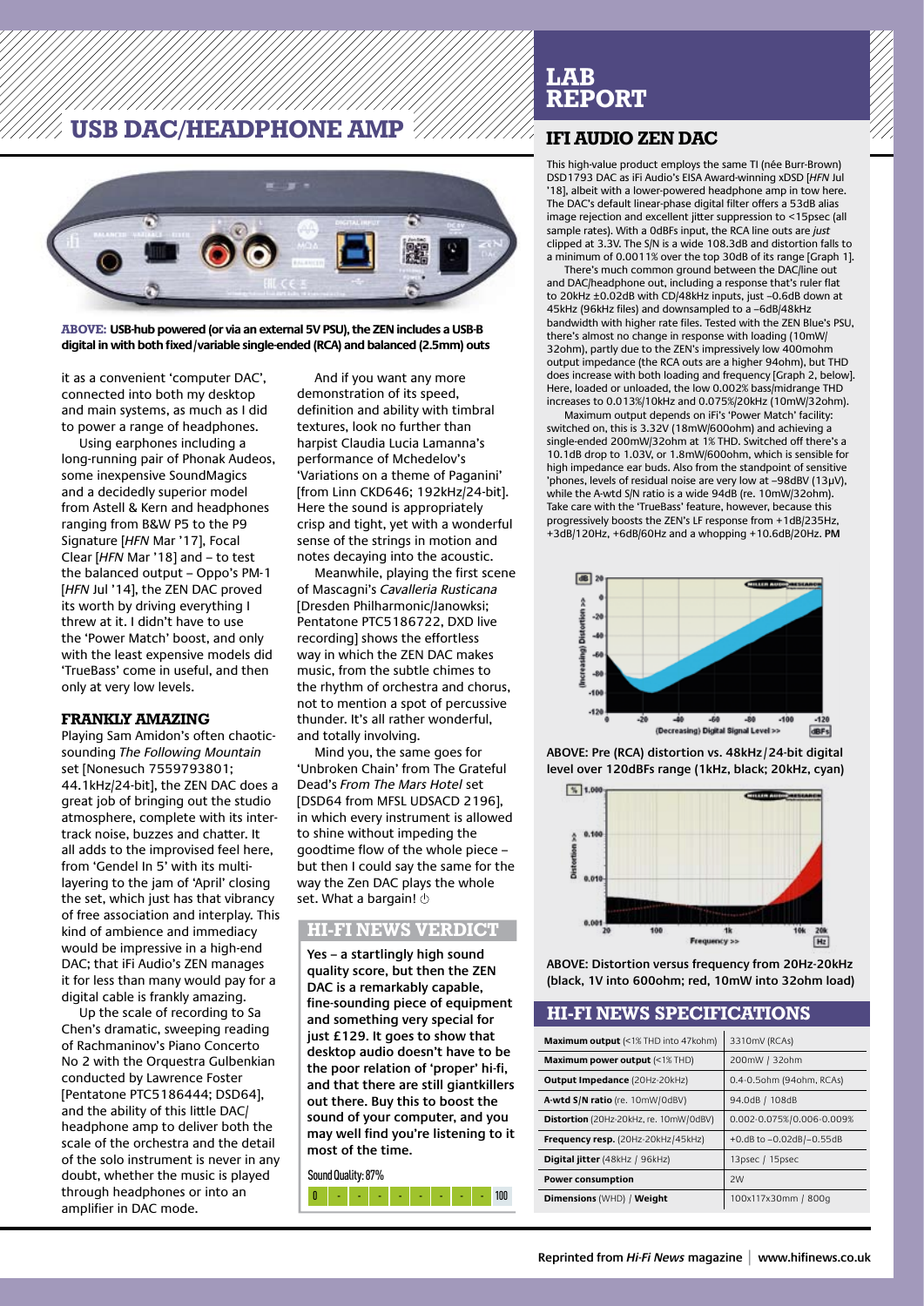# USB DAC/HEADPHONE AMP

**ABOVE:** USB-hub powered (or via an external 5V PSU), the ZEN includes a USB-B digital in with both fixed/variable single-ended (RCA) and balanced (2.5mm) outs

it as a convenient 'computer DAC', connected into both my desktop and main systems, as much as I did to power a range of headphones.

Using earphones including a long-running pair of Phonak Audeos, some inexpensive SoundMagics and a decidedly superior model from Astell & Kern and headphones ranging from B&W P5 to the P9 Signature [*HFN* Mar '17], Focal Clear [*HFN* Mar '18] and – to test the balanced output – Oppo's PM-1 [*HFN* Jul '14], the ZEN DAC proved its worth by driving everything I threw at it. I didn't have to use the 'Power Match' boost, and only with the least expensive models did 'TrueBass' come in useful, and then only at very low levels.

### FRANKLY AMAZING

Playing Sam Amidon's often chaotic-sounding *The Following Mountain* set [Nonesuch 7559793801; 44.1kHz/24-bit], the ZEN DAC does a great job of bringing out the studio atmosphere, complete with its inter-track noise, buzzes and chatter. It all adds to the improved feel here, from 'Gendel In 5' with its multi-layering to the jam of 'April' closing the set, which just has that vibrancy of free association and interplay. This kind of ambience and immediacy would be impressive in a high-end DAC; that iFi Audio's ZEN manages it for less than many would pay for a digital cable is frankly amazing.

Up the scale of recording to Sa Chen's dramatic, sweeping reading of Rachmaninov's Piano Concerto No 2 with the Orquestra Gulbenkian conducted by Lawrence Foster [Pentatone PTC5186444; DSD64], and the ability of this little DAC/headphone amp to deliver both the scale of the orchestra and the detail of the solo instrument is never in any doubt, whether the music is played through headphones or into an amplifier in DAC mode.

And if you want any more demonstration of its speed, definition and ability with timbral textures, look no further than harpist Claudia Lucia Lamanna's performance of Mchedelov's 'Variations on a theme of Paganini' [from Linn CKD646; 192kHz/24-bit]. Here the sound is appropriately crisp and tight, yet with a wonderful sense of the strings in motion and notes decaying into the acoustic.

Meanwhile, playing the first scene of Mascagni's *Cavalleria Rusticana* [Dresden Philharmonic/Janowksi; Pentatone PTC5186722, DXD live recording] shows the effortless way in which the ZEN DAC makes music, from the subtle chimes to the rhythm of orchestra and chorus, not to mention a spot of percussive thunder. It's all rather wonderful, and totally involving.

Mind you, the same goes for 'Unbroken Chain' from The Grateful Dead's *From The Mars Hotel* set [DSD64 from MFSL UDSACD 2196], in which every instrument is allowed to shine without impeding the goodtime flow of the whole piece – but then I could say the same for the way the Zen DAC plays the whole set. What a bargain!

## HI-FI NEWS VERDICT

**Yes – a startlingly high sound quality score, but then the ZEN DAC is a remarkably capable, fine-sounding piece of equipment and something very special for just £129. It goes to show that desktop audio doesn't have to be the poor relation of 'proper' hi-fi, and that there are still giantkillers out there. Buy this to boost the sound of your computer, and you may well find you're listening to it most of the time.**

Sound Quality: 87%

0 - - - - - - - - - 100

# LAB REPORT

## IFI AUDIO ZEN DAC

This high-value product employs the same TI (née Burr-Brown) DSD1793 DAC as iFi Audio's EISA Award-winning xDSD [*HFN* Jul '18], albeit with a lower-powered headphone amp in tow here. The DAC's default linear-phase digital filter offers a 53dB alias image rejection and excellent jitter suppression to <15psec (all sample rates). With a 0dBFs input, the RCA line outs are *just* clipped at 3.3V. The S/N is a wide 108.3dB and distortion falls to a minimum of 0.0011% over the top 30dB of its range [Graph 1].

There's much common ground between the DAC/line out and DAC/headphone out, including a response that's ruler flat to 20kHz ±0.02dB with CD/48kHz inputs, just –0.6dB down at 45kHz (96kHz files) and downsampled to a –6dB/48kHz bandwidth with higher rate files. Tested with the ZEN Blue's PSU, there's almost no change in response with loading (10mW/32ohm), partly due to the ZEN's impressively low 400mohm output impedance (the RCA outs are a higher 94ohm), but THD does increase with both loading and frequency [Graph 2, below]. Here, loaded or unloaded, the low 0.002% bass/midrange THD increases to 0.013%/10kHz and 0.075%/20kHz (10mW/32ohm).

Maximum output depends on iFi's 'Power Match' facility: switched on, this is 3.32V (18mW/600ohm) and achieving a single-ended 200mW/32ohm at 1% THD. Switched off there's a 10.1dB drop to 1.03V, or 1.8mW/600ohm, which is sensible for high impedance ear buds. Also from the standpoint of sensitive 'phones, levels of residual noise are very low at –98dBV (13µV), while the A-wtd S/N ratio is a wide 94dB (re. 10mW/32ohm). Take care with the 'TrueBass' feature, however, because this progressively boosts the ZEN's LF response from +1dB/235Hz, +3dB/120Hz, +6dB/60Hz and a whopping +10.6dB/20Hz. **PM**

dB
(Increasing) Distortion >>
(Decreasing) Digital Signal Level >>
dBFs

ABOVE: Pre (RCA) distortion vs. 48kHz/24-bit digital level over 120dBFs range (1kHz, black; 20kHz, cyan)

%
Distortion >>
Frequency >>
Hz

ABOVE: Distortion versus frequency from 20Hz-20kHz (black, 1V into 600ohm; red, 10mW into 32ohm load)

## HI-FI NEWS SPECIFICATIONS

| | |
|---|---|
| **Maximum output** (<1% THD into 47kohm) | 3310mV (RCAs) |
| **Maximum power output** (<1% THD) | 200mW / 32ohm |
| **Output Impedance** (20Hz-20kHz) | 0.4-0.5ohm (94ohm, RCAs) |
| **A-wtd S/N ratio** (re. 10mW/0dBV) | 94.0dB / 108dB |
| **Distortion** (20Hz-20kHz, re. 10mW/0dBV) | 0.002-0.075%/0.006-0.009% |
| **Frequency resp.** (20Hz-20kHz/45kHz) | +0.dB to –0.02dB/–0.55dB |
| **Digital jitter** (48kHz / 96kHz) | 13psec / 15psec |
| **Power consumption** | 2W |
| **Dimensions** (WHD) / **Weight** | 100x117x30mm / 800g |

Reprinted from *Hi-Fi News* magazine | www.hifinews.co.uk